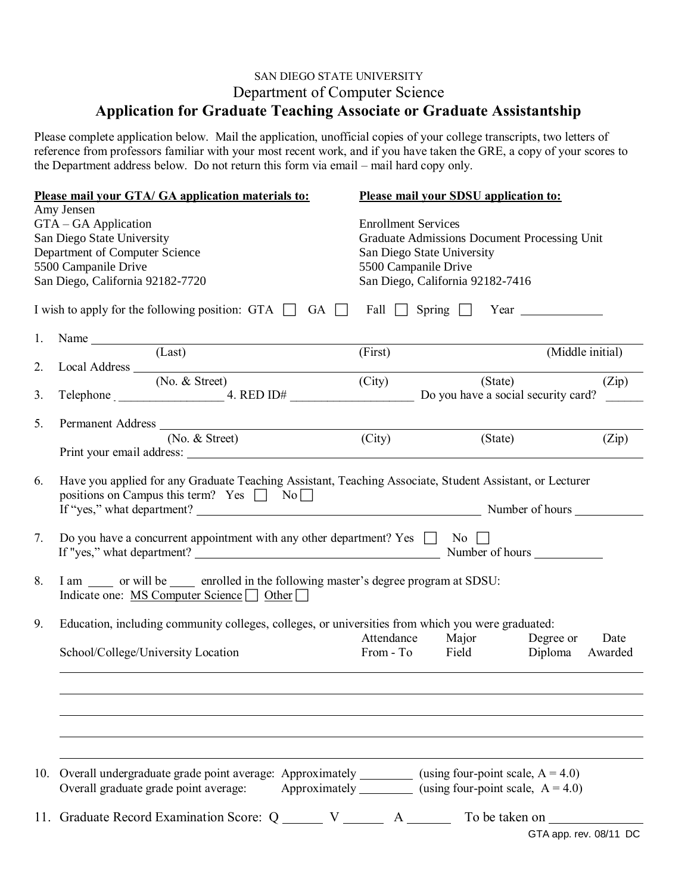SAN DIEGO STATE UNIVERSITY

Department of Computer Science

# Application for Graduate Teaching Associate or Graduate Assistantship

Please complete application below. Mail the application, unofficial copies of your college transcripts, two letters of reference from professors familiar with your most recent work, and if you have taken the GRE, a copy of your scores to the Department address below. Do not return this form via email – mail hard copy only.

**Please mail your GTA/ GA application materials to:**
Amy Jensen
GTA – GA Application
San Diego State University
Department of Computer Science
5500 Campanile Drive
San Diego, California 92182-7720

**Please mail your SDSU application to:**
Enrollment Services
Graduate Admissions Document Processing Unit
San Diego State University
5500 Campanile Drive
San Diego, California 92182-7416

I wish to apply for the following position: GTA ☐ GA ☐ Fall ☐ Spring ☐ Year ____________

1. Name ______________________________________________________________
   (Last) (First) (Middle initial)
2. Local Address ______________________________________________________
   (No. & Street) (City) (State) (Zip)
3. Telephone ________________ 4. RED ID# ___________________ Do you have a social security card? ______
5. Permanent Address __________________________________________________
   (No. & Street) (City) (State) (Zip)
   Print your email address: ______________________________________________
6. Have you applied for any Graduate Teaching Assistant, Teaching Associate, Student Assistant, or Lecturer positions on Campus this term? Yes ☐ No ☐
   If "yes," what department? ______________________________ Number of hours __________
7. Do you have a concurrent appointment with any other department? Yes ☐ No ☐
   If "yes," what department? ______________________________ Number of hours __________
8. I am ____ or will be ____ enrolled in the following master's degree program at SDSU:
   Indicate one: MS Computer Science ☐ Other ☐
9. Education, including community colleges, colleges, or universities from which you were graduated:

| School/College/University Location | Attendance From - To | Major Field | Degree or Diploma | Date Awarded |
|---|---|---|---|---|
| | | | | |
| | | | | |
| | | | | |
| | | | | |
| | | | | |

10. Overall undergraduate grade point average: Approximately ________ (using four-point scale, A = 4.0)
    Overall graduate grade point average: Approximately ________ (using four-point scale, A = 4.0)
11. Graduate Record Examination Score: Q ______ V ______ A ______ To be taken on ____________

GTA app. rev. 08/11 DC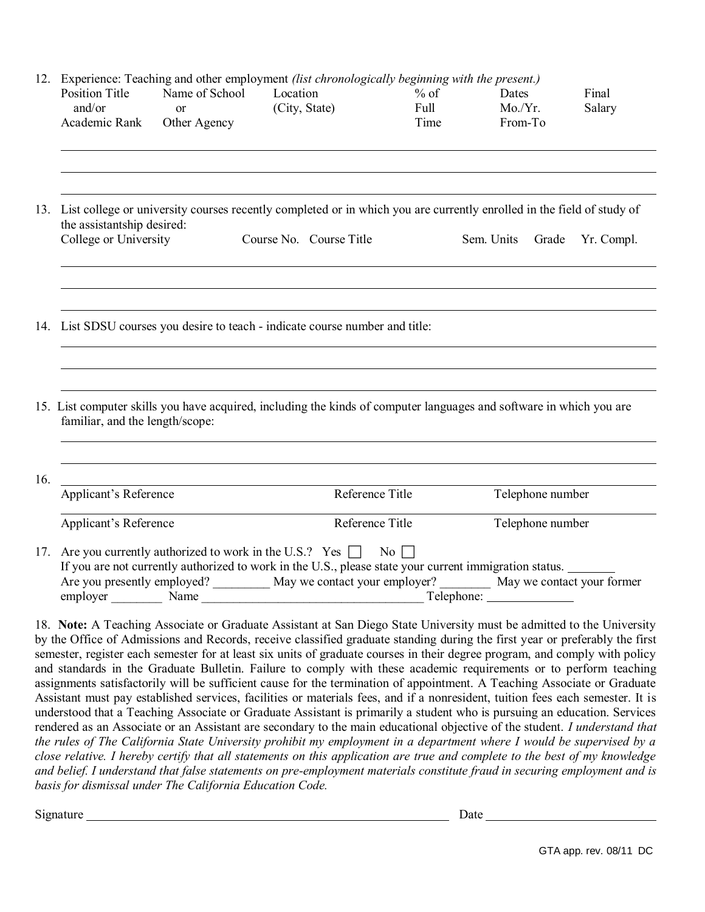12. Experience: Teaching and other employment *(list chronologically beginning with the present.)*

| Position Title and/or Academic Rank | Name of School or Other Agency | Location (City, State) | % of Full Time | Dates Mo./Yr. From-To | Final Salary |
|---|---|---|---|---|---|
| | | | | | |
| | | | | | |
| | | | | | |

13. List college or university courses recently completed or in which you are currently enrolled in the field of study of the assistantship desired:

| College or University | Course No. | Course Title | Sem. Units | Grade | Yr. Compl. |
|---|---|---|---|---|---|
| | | | | | |
| | | | | | |
| | | | | | |

14. List SDSU courses you desire to teach - indicate course number and title:

_______________________________________________

_______________________________________________

_______________________________________________

15. List computer skills you have acquired, including the kinds of computer languages and software in which you are familiar, and the length/scope:

_______________________________________________

_______________________________________________

16.

| Applicant's Reference | Reference Title | Telephone number |
|---|---|---|
| Applicant's Reference | Reference Title | Telephone number |

17. Are you currently authorized to work in the U.S.? Yes ☐ No ☐
    If you are not currently authorized to work in the U.S., please state your current immigration status. ________
    Are you presently employed? _________ May we contact your employer? ________ May we contact your former employer ________ Name ___________________________________ Telephone: ______________

18. **Note:** A Teaching Associate or Graduate Assistant at San Diego State University must be admitted to the University by the Office of Admissions and Records, receive classified graduate standing during the first year or preferably the first semester, register each semester for at least six units of graduate courses in their degree program, and comply with policy and standards in the Graduate Bulletin. Failure to comply with these academic requirements or to perform teaching assignments satisfactorily will be sufficient cause for the termination of appointment. A Teaching Associate or Graduate Assistant must pay established services, facilities or materials fees, and if a nonresident, tuition fees each semester. It is understood that a Teaching Associate or Graduate Assistant is primarily a student who is pursuing an education. Services rendered as an Associate or an Assistant are secondary to the main educational objective of the student. *I understand that the rules of The California State University prohibit my employment in a department where I would be supervised by a close relative. I hereby certify that all statements on this application are true and complete to the best of my knowledge and belief. I understand that false statements on pre-employment materials constitute fraud in securing employment and is basis for dismissal under The California Education Code.*

Signature ___________________________________________ Date ___________________________

GTA app. rev. 08/11 DC